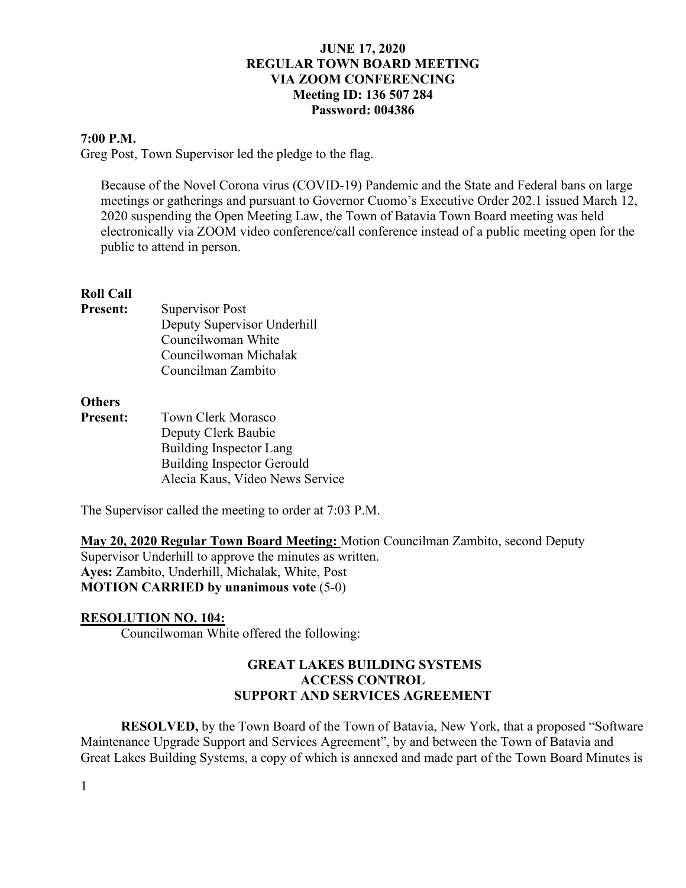**JUNE 17, 2020**
**REGULAR TOWN BOARD MEETING**
**VIA ZOOM CONFERENCING**
**Meeting ID: 136 507 284**
**Password: 004386**

**7:00 P.M.**

Greg Post, Town Supervisor led the pledge to the flag.

Because of the Novel Corona virus (COVID-19) Pandemic and the State and Federal bans on large meetings or gatherings and pursuant to Governor Cuomo's Executive Order 202.1 issued March 12, 2020 suspending the Open Meeting Law, the Town of Batavia Town Board meeting was held electronically via ZOOM video conference/call conference instead of a public meeting open for the public to attend in person.

**Roll Call**

**Present:**
- Supervisor Post
- Deputy Supervisor Underhill
- Councilwoman White
- Councilwoman Michalak
- Councilman Zambito

**Others Present:**
- Town Clerk Morasco
- Deputy Clerk Baubie
- Building Inspector Lang
- Building Inspector Gerould
- Alecia Kaus, Video News Service

The Supervisor called the meeting to order at 7:03 P.M.

**May 20, 2020 Regular Town Board Meeting:** Motion Councilman Zambito, second Deputy Supervisor Underhill to approve the minutes as written.
**Ayes:** Zambito, Underhill, Michalak, White, Post
**MOTION CARRIED by unanimous vote** (5-0)

**RESOLUTION NO. 104:**

Councilwoman White offered the following:

**GREAT LAKES BUILDING SYSTEMS**
**ACCESS CONTROL**
**SUPPORT AND SERVICES AGREEMENT**

**RESOLVED,** by the Town Board of the Town of Batavia, New York, that a proposed "Software Maintenance Upgrade Support and Services Agreement", by and between the Town of Batavia and Great Lakes Building Systems, a copy of which is annexed and made part of the Town Board Minutes is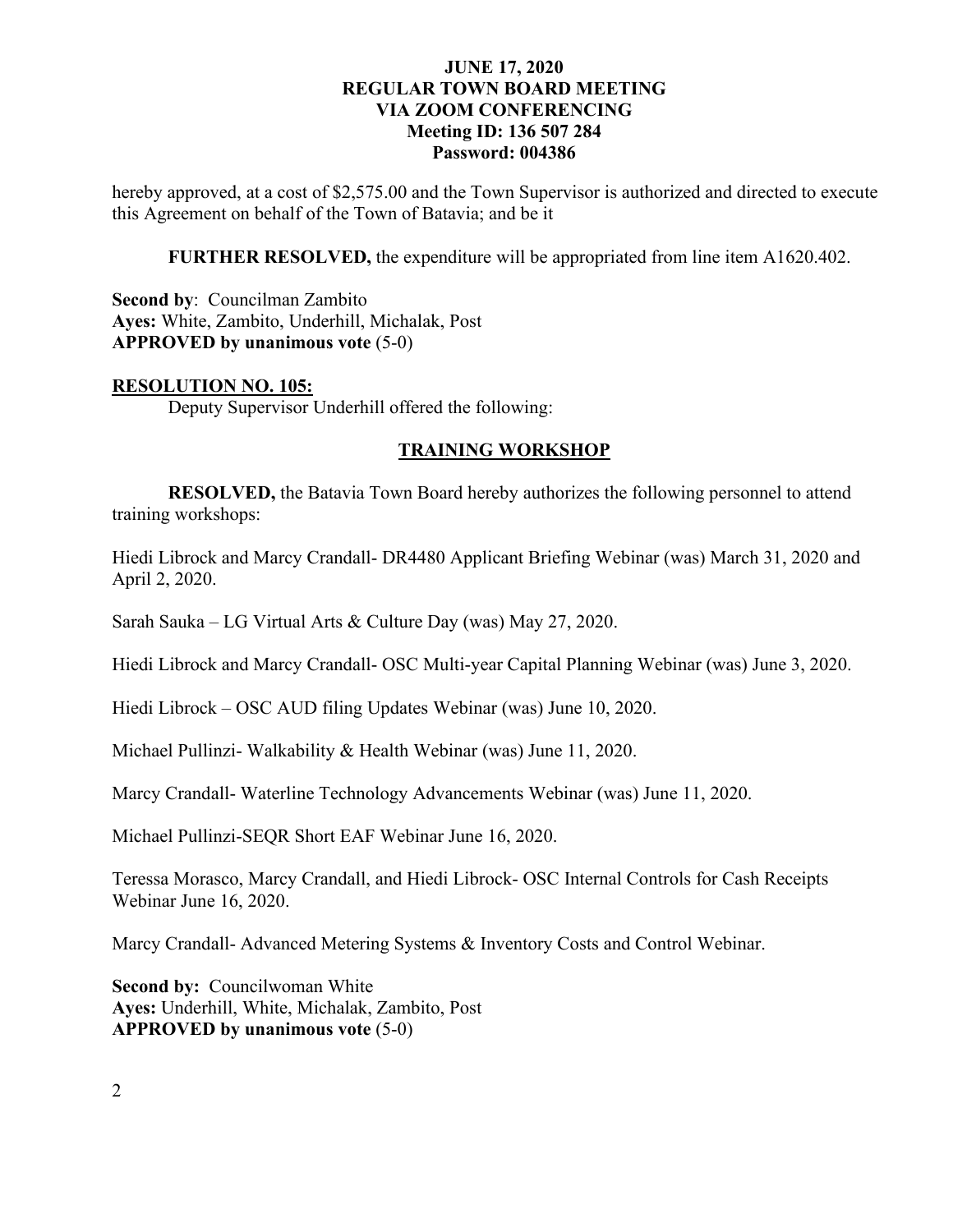hereby approved, at a cost of $2,575.00 and the Town Supervisor is authorized and directed to execute this Agreement on behalf of the Town of Batavia; and be it

**FURTHER RESOLVED,** the expenditure will be appropriated from line item A1620.402.

**Second by**: Councilman Zambito
**Ayes:** White, Zambito, Underhill, Michalak, Post
**APPROVED by unanimous vote** (5-0)

**RESOLUTION NO. 105:**

Deputy Supervisor Underhill offered the following:

**TRAINING WORKSHOP**

**RESOLVED,** the Batavia Town Board hereby authorizes the following personnel to attend training workshops:

Hiedi Librock and Marcy Crandall- DR4480 Applicant Briefing Webinar (was) March 31, 2020 and April 2, 2020.

Sarah Sauka – LG Virtual Arts & Culture Day (was) May 27, 2020.

Hiedi Librock and Marcy Crandall- OSC Multi-year Capital Planning Webinar (was) June 3, 2020.

Hiedi Librock – OSC AUD filing Updates Webinar (was) June 10, 2020.

Michael Pullinzi- Walkability & Health Webinar (was) June 11, 2020.

Marcy Crandall- Waterline Technology Advancements Webinar (was) June 11, 2020.

Michael Pullinzi-SEQR Short EAF Webinar June 16, 2020.

Teressa Morasco, Marcy Crandall, and Hiedi Librock- OSC Internal Controls for Cash Receipts Webinar June 16, 2020.

Marcy Crandall- Advanced Metering Systems & Inventory Costs and Control Webinar.

**Second by:** Councilwoman White
**Ayes:** Underhill, White, Michalak, Zambito, Post
**APPROVED by unanimous vote** (5-0)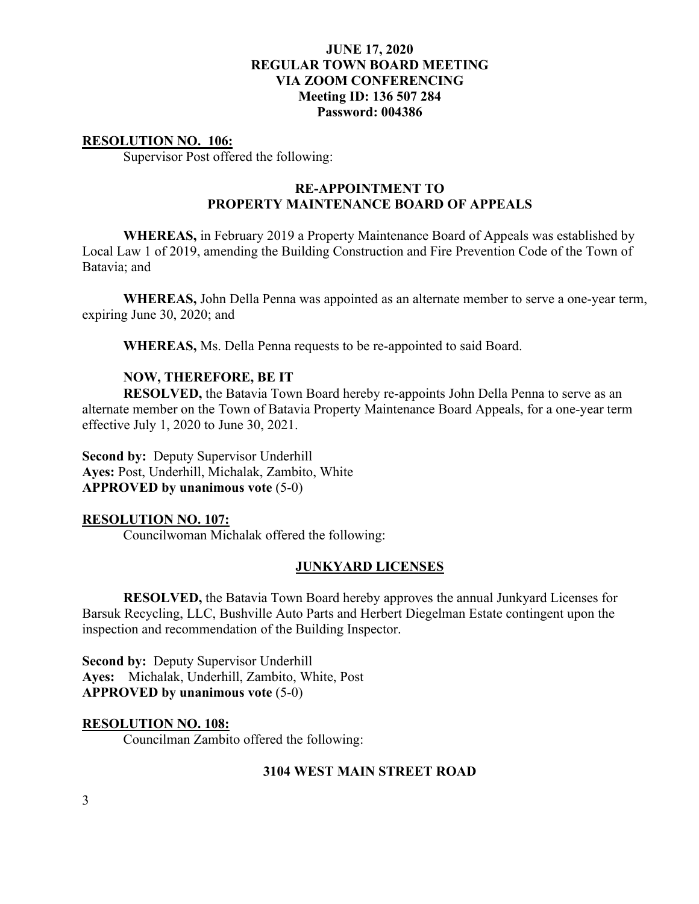**RESOLUTION NO. 106:**

Supervisor Post offered the following:

**RE-APPOINTMENT TO PROPERTY MAINTENANCE BOARD OF APPEALS**

**WHEREAS,** in February 2019 a Property Maintenance Board of Appeals was established by Local Law 1 of 2019, amending the Building Construction and Fire Prevention Code of the Town of Batavia; and

**WHEREAS,** John Della Penna was appointed as an alternate member to serve a one-year term, expiring June 30, 2020; and

**WHEREAS,** Ms. Della Penna requests to be re-appointed to said Board.

**NOW, THEREFORE, BE IT**

**RESOLVED,** the Batavia Town Board hereby re-appoints John Della Penna to serve as an alternate member on the Town of Batavia Property Maintenance Board Appeals, for a one-year term effective July 1, 2020 to June 30, 2021.

**Second by:** Deputy Supervisor Underhill
**Ayes:** Post, Underhill, Michalak, Zambito, White
**APPROVED by unanimous vote** (5-0)

**RESOLUTION NO. 107:**

Councilwoman Michalak offered the following:

**JUNKYARD LICENSES**

**RESOLVED,** the Batavia Town Board hereby approves the annual Junkyard Licenses for Barsuk Recycling, LLC, Bushville Auto Parts and Herbert Diegelman Estate contingent upon the inspection and recommendation of the Building Inspector.

**Second by:** Deputy Supervisor Underhill
**Ayes:** Michalak, Underhill, Zambito, White, Post
**APPROVED by unanimous vote** (5-0)

**RESOLUTION NO. 108:**

Councilman Zambito offered the following:

**3104 WEST MAIN STREET ROAD**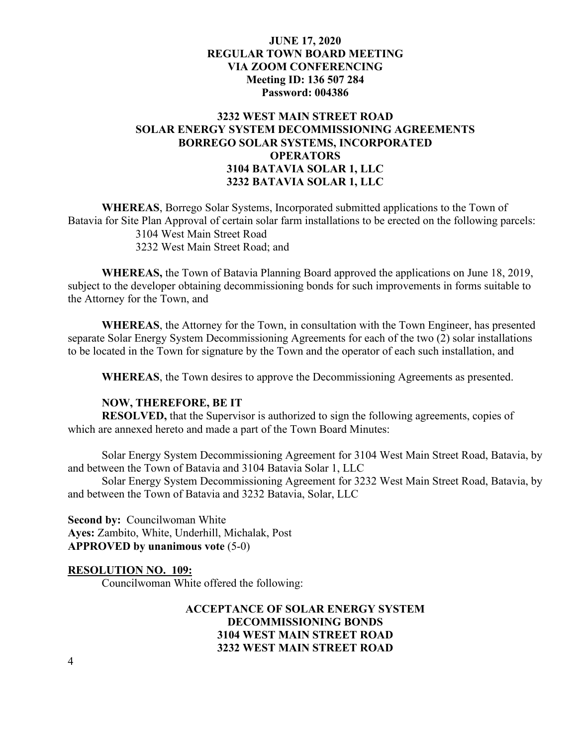**JUNE 17, 2020**
**REGULAR TOWN BOARD MEETING**
**VIA ZOOM CONFERENCING**
**Meeting ID: 136 507 284**
**Password: 004386**

**3232 WEST MAIN STREET ROAD**
**SOLAR ENERGY SYSTEM DECOMMISSIONING AGREEMENTS**
**BORREGO SOLAR SYSTEMS, INCORPORATED**
**OPERATORS**
**3104 BATAVIA SOLAR 1, LLC**
**3232 BATAVIA SOLAR 1, LLC**

**WHEREAS**, Borrego Solar Systems, Incorporated submitted applications to the Town of Batavia for Site Plan Approval of certain solar farm installations to be erected on the following parcels:

3104 West Main Street Road
3232 West Main Street Road; and

**WHEREAS,** the Town of Batavia Planning Board approved the applications on June 18, 2019, subject to the developer obtaining decommissioning bonds for such improvements in forms suitable to the Attorney for the Town, and

**WHEREAS**, the Attorney for the Town, in consultation with the Town Engineer, has presented separate Solar Energy System Decommissioning Agreements for each of the two (2) solar installations to be located in the Town for signature by the Town and the operator of each such installation, and

**WHEREAS**, the Town desires to approve the Decommissioning Agreements as presented.

**NOW, THEREFORE, BE IT**

**RESOLVED,** that the Supervisor is authorized to sign the following agreements, copies of which are annexed hereto and made a part of the Town Board Minutes:

Solar Energy System Decommissioning Agreement for 3104 West Main Street Road, Batavia, by and between the Town of Batavia and 3104 Batavia Solar 1, LLC

Solar Energy System Decommissioning Agreement for 3232 West Main Street Road, Batavia, by and between the Town of Batavia and 3232 Batavia, Solar, LLC

**Second by:** Councilwoman White
**Ayes:** Zambito, White, Underhill, Michalak, Post
**APPROVED by unanimous vote** (5-0)

**RESOLUTION NO. 109:**

Councilwoman White offered the following:

**ACCEPTANCE OF SOLAR ENERGY SYSTEM**
**DECOMMISSIONING BONDS**
**3104 WEST MAIN STREET ROAD**
**3232 WEST MAIN STREET ROAD**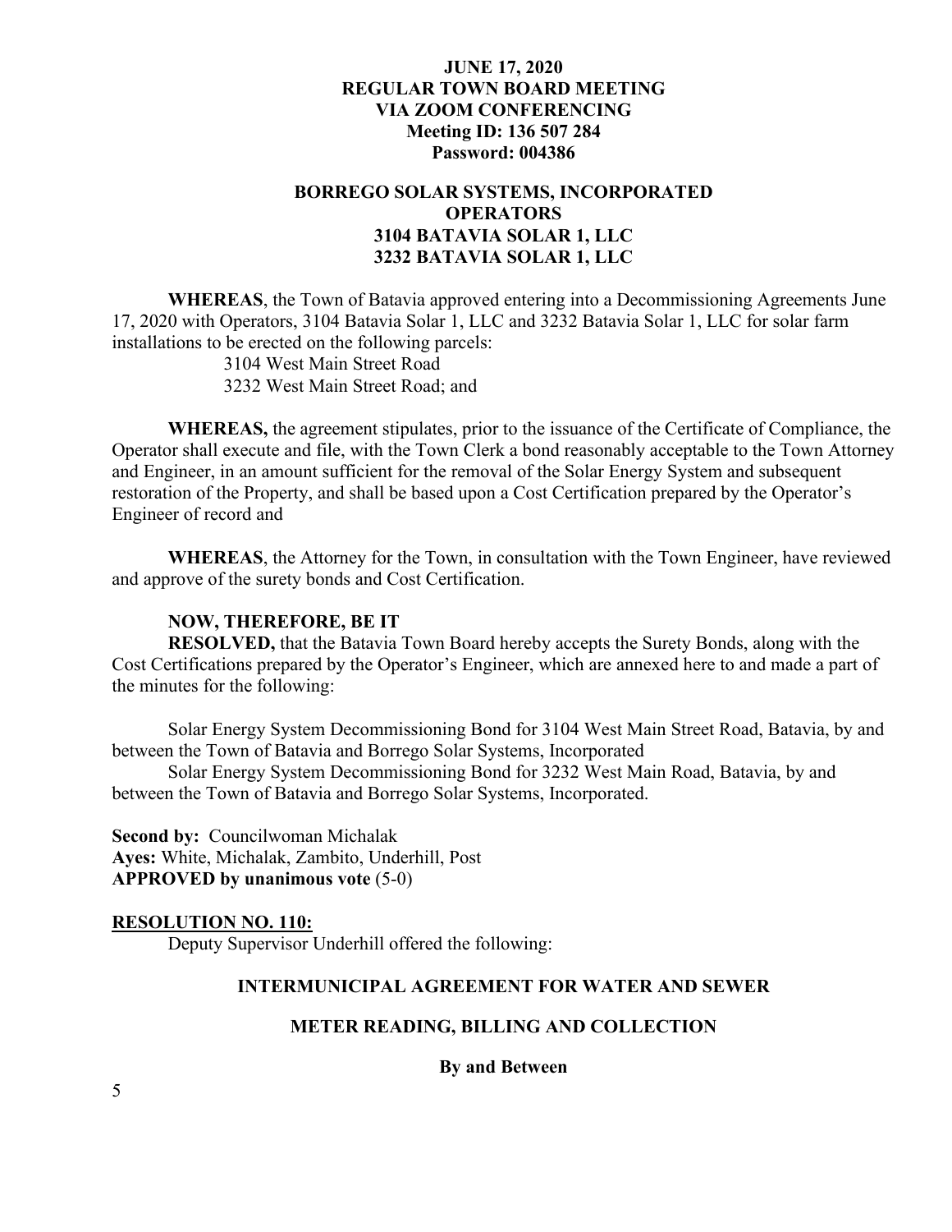**JUNE 17, 2020**
**REGULAR TOWN BOARD MEETING**
**VIA ZOOM CONFERENCING**
**Meeting ID: 136 507 284**
**Password: 004386**

**BORREGO SOLAR SYSTEMS, INCORPORATED**
**OPERATORS**
**3104 BATAVIA SOLAR 1, LLC**
**3232 BATAVIA SOLAR 1, LLC**

**WHEREAS**, the Town of Batavia approved entering into a Decommissioning Agreements June 17, 2020 with Operators, 3104 Batavia Solar 1, LLC and 3232 Batavia Solar 1, LLC for solar farm installations to be erected on the following parcels:

3104 West Main Street Road
3232 West Main Street Road; and

**WHEREAS,** the agreement stipulates, prior to the issuance of the Certificate of Compliance, the Operator shall execute and file, with the Town Clerk a bond reasonably acceptable to the Town Attorney and Engineer, in an amount sufficient for the removal of the Solar Energy System and subsequent restoration of the Property, and shall be based upon a Cost Certification prepared by the Operator's Engineer of record and

**WHEREAS**, the Attorney for the Town, in consultation with the Town Engineer, have reviewed and approve of the surety bonds and Cost Certification.

**NOW, THEREFORE, BE IT**

**RESOLVED,** that the Batavia Town Board hereby accepts the Surety Bonds, along with the Cost Certifications prepared by the Operator's Engineer, which are annexed here to and made a part of the minutes for the following:

Solar Energy System Decommissioning Bond for 3104 West Main Street Road, Batavia, by and between the Town of Batavia and Borrego Solar Systems, Incorporated

Solar Energy System Decommissioning Bond for 3232 West Main Road, Batavia, by and between the Town of Batavia and Borrego Solar Systems, Incorporated.

**Second by:** Councilwoman Michalak
**Ayes:** White, Michalak, Zambito, Underhill, Post
**APPROVED by unanimous vote** (5-0)

**RESOLUTION NO. 110:**

Deputy Supervisor Underhill offered the following:

**INTERMUNICIPAL AGREEMENT FOR WATER AND SEWER**

**METER READING, BILLING AND COLLECTION**

**By and Between**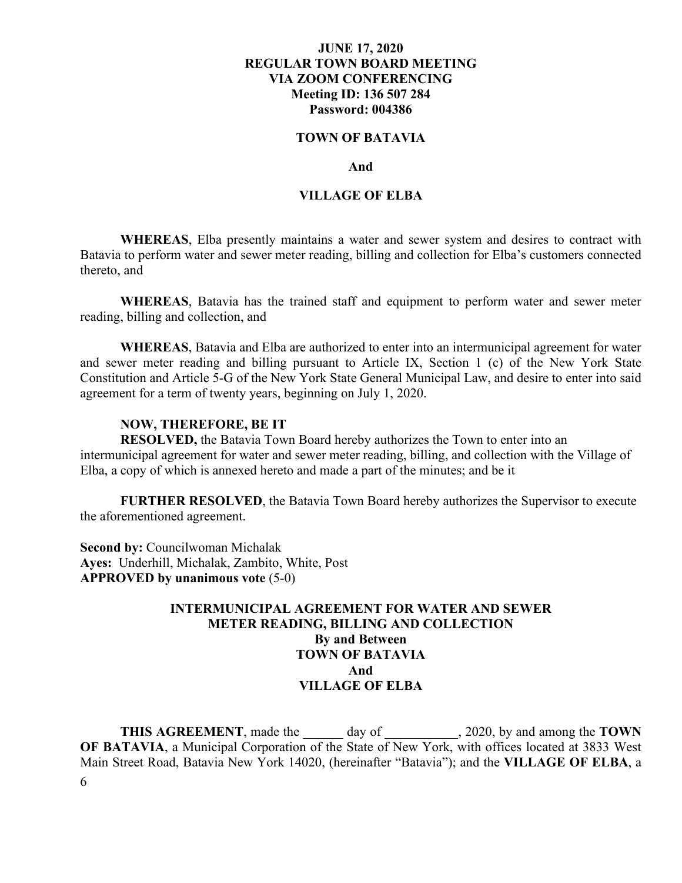**JUNE 17, 2020**
**REGULAR TOWN BOARD MEETING**
**VIA ZOOM CONFERENCING**
**Meeting ID: 136 507 284**
**Password: 004386**

**TOWN OF BATAVIA**

**And**

**VILLAGE OF ELBA**

**WHEREAS**, Elba presently maintains a water and sewer system and desires to contract with Batavia to perform water and sewer meter reading, billing and collection for Elba's customers connected thereto, and

**WHEREAS**, Batavia has the trained staff and equipment to perform water and sewer meter reading, billing and collection, and

**WHEREAS**, Batavia and Elba are authorized to enter into an intermunicipal agreement for water and sewer meter reading and billing pursuant to Article IX, Section 1 (c) of the New York State Constitution and Article 5-G of the New York State General Municipal Law, and desire to enter into said agreement for a term of twenty years, beginning on July 1, 2020.

**NOW, THEREFORE, BE IT**
**RESOLVED,** the Batavia Town Board hereby authorizes the Town to enter into an intermunicipal agreement for water and sewer meter reading, billing, and collection with the Village of Elba, a copy of which is annexed hereto and made a part of the minutes; and be it

**FURTHER RESOLVED**, the Batavia Town Board hereby authorizes the Supervisor to execute the aforementioned agreement.

**Second by:** Councilwoman Michalak
**Ayes:** Underhill, Michalak, Zambito, White, Post
**APPROVED by unanimous vote** (5-0)

**INTERMUNICIPAL AGREEMENT FOR WATER AND SEWER METER READING, BILLING AND COLLECTION**
**By and Between**
**TOWN OF BATAVIA**
**And**
**VILLAGE OF ELBA**

**THIS AGREEMENT**, made the ______ day of ___________, 2020, by and among the **TOWN OF BATAVIA**, a Municipal Corporation of the State of New York, with offices located at 3833 West Main Street Road, Batavia New York 14020, (hereinafter "Batavia"); and the **VILLAGE OF ELBA**, a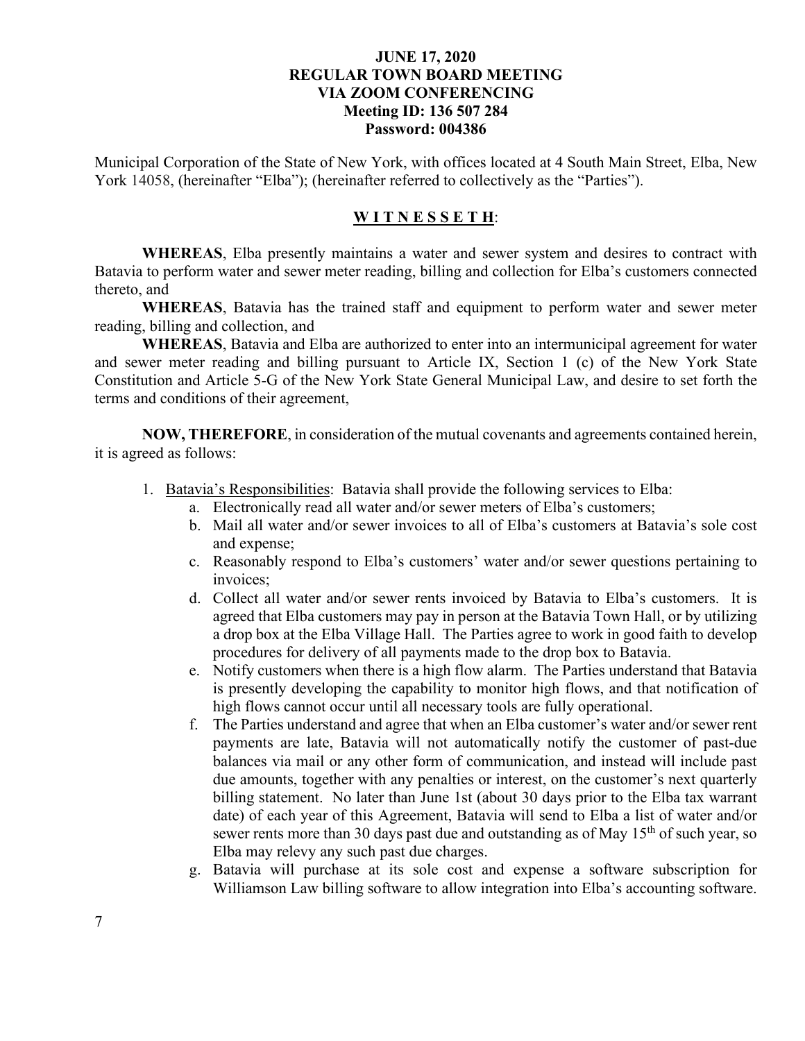Municipal Corporation of the State of New York, with offices located at 4 South Main Street, Elba, New York 14058, (hereinafter "Elba"); (hereinafter referred to collectively as the "Parties").

**W I T N E S S E T H**:

**WHEREAS**, Elba presently maintains a water and sewer system and desires to contract with Batavia to perform water and sewer meter reading, billing and collection for Elba's customers connected thereto, and

**WHEREAS**, Batavia has the trained staff and equipment to perform water and sewer meter reading, billing and collection, and

**WHEREAS**, Batavia and Elba are authorized to enter into an intermunicipal agreement for water and sewer meter reading and billing pursuant to Article IX, Section 1 (c) of the New York State Constitution and Article 5-G of the New York State General Municipal Law, and desire to set forth the terms and conditions of their agreement,

**NOW, THEREFORE**, in consideration of the mutual covenants and agreements contained herein, it is agreed as follows:

1. Batavia's Responsibilities: Batavia shall provide the following services to Elba:
   a. Electronically read all water and/or sewer meters of Elba's customers;
   b. Mail all water and/or sewer invoices to all of Elba's customers at Batavia's sole cost and expense;
   c. Reasonably respond to Elba's customers' water and/or sewer questions pertaining to invoices;
   d. Collect all water and/or sewer rents invoiced by Batavia to Elba's customers. It is agreed that Elba customers may pay in person at the Batavia Town Hall, or by utilizing a drop box at the Elba Village Hall. The Parties agree to work in good faith to develop procedures for delivery of all payments made to the drop box to Batavia.
   e. Notify customers when there is a high flow alarm. The Parties understand that Batavia is presently developing the capability to monitor high flows, and that notification of high flows cannot occur until all necessary tools are fully operational.
   f. The Parties understand and agree that when an Elba customer's water and/or sewer rent payments are late, Batavia will not automatically notify the customer of past-due balances via mail or any other form of communication, and instead will include past due amounts, together with any penalties or interest, on the customer's next quarterly billing statement. No later than June 1st (about 30 days prior to the Elba tax warrant date) of each year of this Agreement, Batavia will send to Elba a list of water and/or sewer rents more than 30 days past due and outstanding as of May 15th of such year, so Elba may relevy any such past due charges.
   g. Batavia will purchase at its sole cost and expense a software subscription for Williamson Law billing software to allow integration into Elba's accounting software.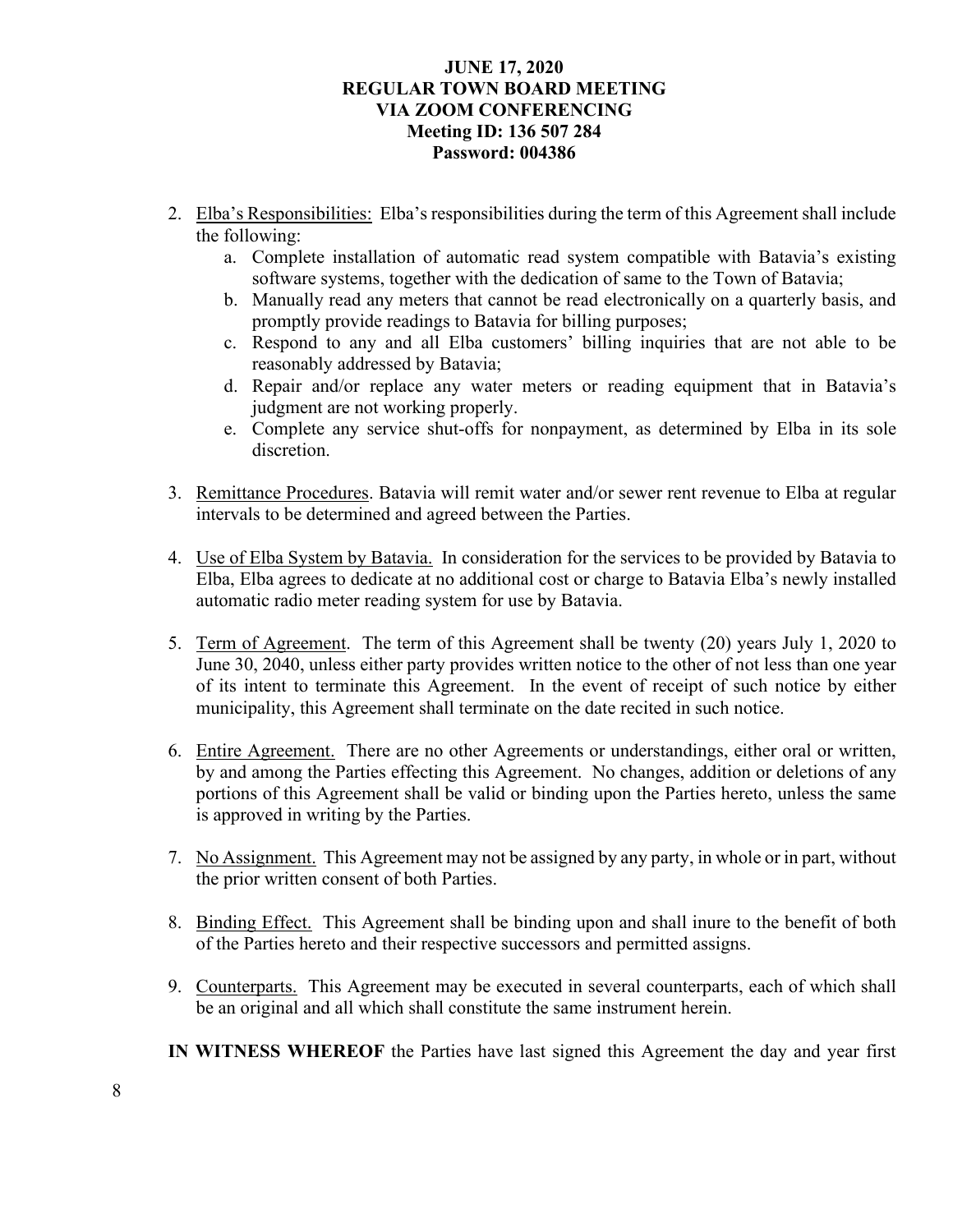2. Elba's Responsibilities: Elba's responsibilities during the term of this Agreement shall include the following:
   a. Complete installation of automatic read system compatible with Batavia's existing software systems, together with the dedication of same to the Town of Batavia;
   b. Manually read any meters that cannot be read electronically on a quarterly basis, and promptly provide readings to Batavia for billing purposes;
   c. Respond to any and all Elba customers' billing inquiries that are not able to be reasonably addressed by Batavia;
   d. Repair and/or replace any water meters or reading equipment that in Batavia's judgment are not working properly.
   e. Complete any service shut-offs for nonpayment, as determined by Elba in its sole discretion.

3. Remittance Procedures. Batavia will remit water and/or sewer rent revenue to Elba at regular intervals to be determined and agreed between the Parties.

4. Use of Elba System by Batavia. In consideration for the services to be provided by Batavia to Elba, Elba agrees to dedicate at no additional cost or charge to Batavia Elba's newly installed automatic radio meter reading system for use by Batavia.

5. Term of Agreement. The term of this Agreement shall be twenty (20) years July 1, 2020 to June 30, 2040, unless either party provides written notice to the other of not less than one year of its intent to terminate this Agreement. In the event of receipt of such notice by either municipality, this Agreement shall terminate on the date recited in such notice.

6. Entire Agreement. There are no other Agreements or understandings, either oral or written, by and among the Parties effecting this Agreement. No changes, addition or deletions of any portions of this Agreement shall be valid or binding upon the Parties hereto, unless the same is approved in writing by the Parties.

7. No Assignment. This Agreement may not be assigned by any party, in whole or in part, without the prior written consent of both Parties.

8. Binding Effect. This Agreement shall be binding upon and shall inure to the benefit of both of the Parties hereto and their respective successors and permitted assigns.

9. Counterparts. This Agreement may be executed in several counterparts, each of which shall be an original and all which shall constitute the same instrument herein.

**IN WITNESS WHEREOF** the Parties have last signed this Agreement the day and year first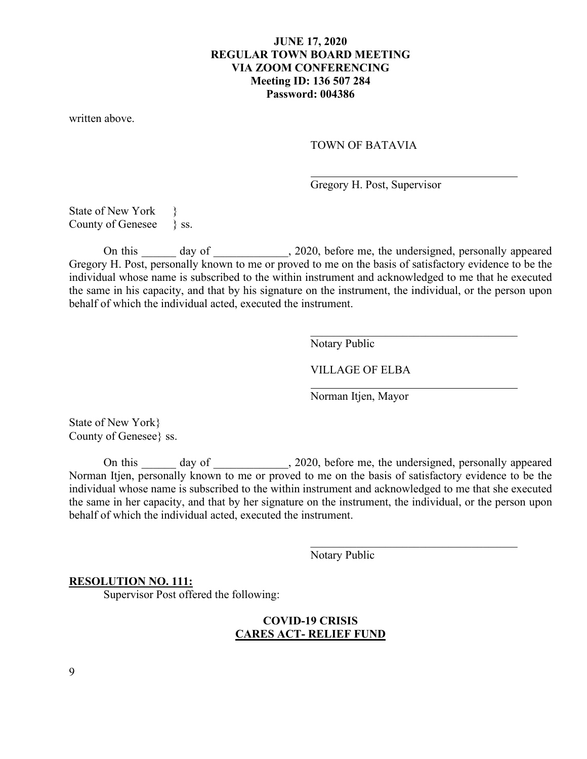written above.

TOWN OF BATAVIA

\_\_\_\_\_\_\_\_\_\_\_\_\_\_\_\_\_\_\_\_\_\_\_\_\_\_\_\_\_\_\_\_\_\_\_\_

Gregory H. Post, Supervisor

State of New York }
County of Genesee } ss.

On this \_\_\_\_\_\_ day of \_\_\_\_\_\_\_\_\_\_\_\_\_, 2020, before me, the undersigned, personally appeared Gregory H. Post, personally known to me or proved to me on the basis of satisfactory evidence to be the individual whose name is subscribed to the within instrument and acknowledged to me that he executed the same in his capacity, and that by his signature on the instrument, the individual, or the person upon behalf of which the individual acted, executed the instrument.

\_\_\_\_\_\_\_\_\_\_\_\_\_\_\_\_\_\_\_\_\_\_\_\_\_\_\_\_\_\_\_\_\_\_\_\_

Notary Public

VILLAGE OF ELBA

\_\_\_\_\_\_\_\_\_\_\_\_\_\_\_\_\_\_\_\_\_\_\_\_\_\_\_\_\_\_\_\_\_\_\_\_

Norman Itjen, Mayor

State of New York}
County of Genesee} ss.

On this \_\_\_\_\_\_ day of \_\_\_\_\_\_\_\_\_\_\_\_\_, 2020, before me, the undersigned, personally appeared Norman Itjen, personally known to me or proved to me on the basis of satisfactory evidence to be the individual whose name is subscribed to the within instrument and acknowledged to me that she executed the same in her capacity, and that by her signature on the instrument, the individual, or the person upon behalf of which the individual acted, executed the instrument.

\_\_\_\_\_\_\_\_\_\_\_\_\_\_\_\_\_\_\_\_\_\_\_\_\_\_\_\_\_\_\_\_\_\_\_\_

Notary Public

**RESOLUTION NO. 111:**

Supervisor Post offered the following:

**COVID-19 CRISIS**
**CARES ACT- RELIEF FUND**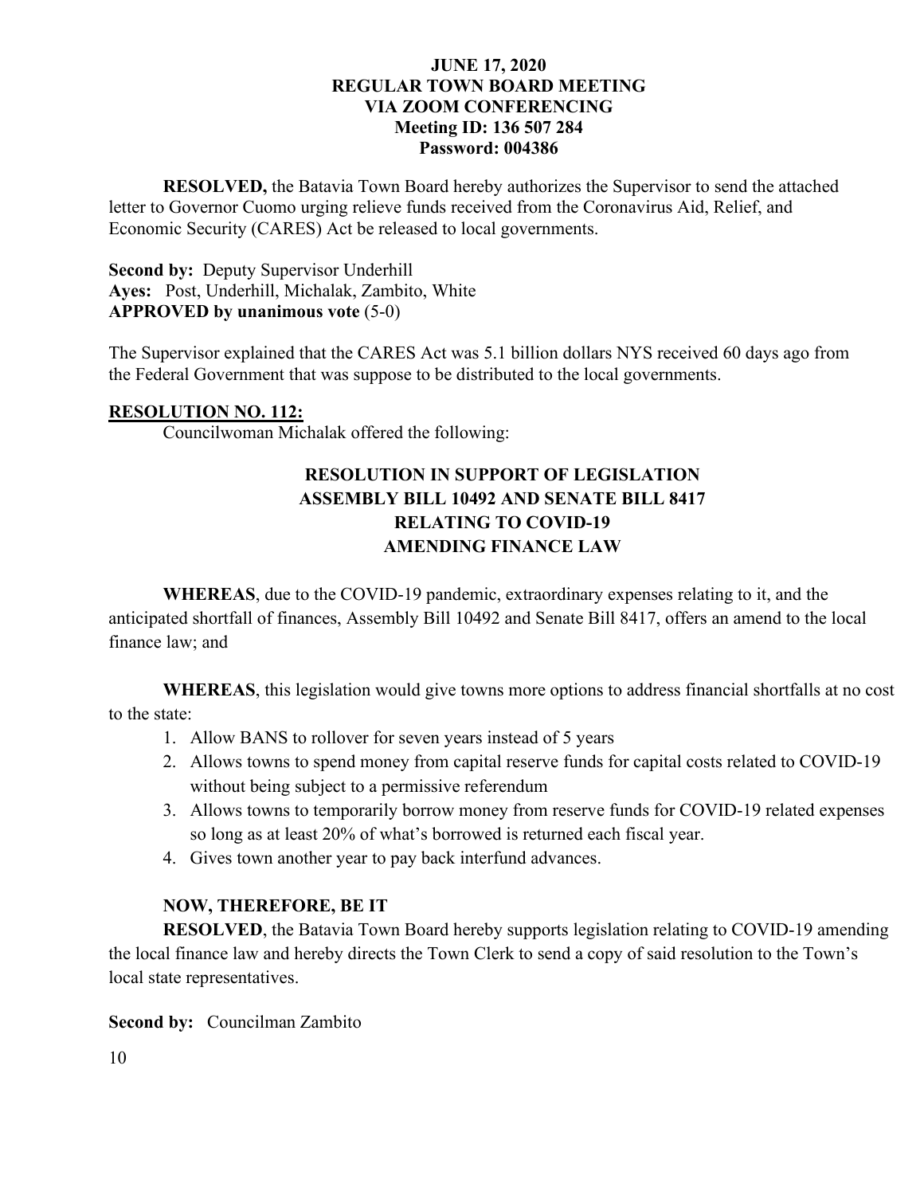**JUNE 17, 2020**
**REGULAR TOWN BOARD MEETING**
**VIA ZOOM CONFERENCING**
**Meeting ID: 136 507 284**
**Password: 004386**

**RESOLVED,** the Batavia Town Board hereby authorizes the Supervisor to send the attached letter to Governor Cuomo urging relieve funds received from the Coronavirus Aid, Relief, and Economic Security (CARES) Act be released to local governments.

**Second by:** Deputy Supervisor Underhill
**Ayes:** Post, Underhill, Michalak, Zambito, White
**APPROVED by unanimous vote** (5-0)

The Supervisor explained that the CARES Act was 5.1 billion dollars NYS received 60 days ago from the Federal Government that was suppose to be distributed to the local governments.

**RESOLUTION NO. 112:**

Councilwoman Michalak offered the following:

**RESOLUTION IN SUPPORT OF LEGISLATION**
**ASSEMBLY BILL 10492 AND SENATE BILL 8417**
**RELATING TO COVID-19**
**AMENDING FINANCE LAW**

**WHEREAS**, due to the COVID-19 pandemic, extraordinary expenses relating to it, and the anticipated shortfall of finances, Assembly Bill 10492 and Senate Bill 8417, offers an amend to the local finance law; and

**WHEREAS**, this legislation would give towns more options to address financial shortfalls at no cost to the state:

1. Allow BANS to rollover for seven years instead of 5 years
2. Allows towns to spend money from capital reserve funds for capital costs related to COVID-19 without being subject to a permissive referendum
3. Allows towns to temporarily borrow money from reserve funds for COVID-19 related expenses so long as at least 20% of what's borrowed is returned each fiscal year.
4. Gives town another year to pay back interfund advances.

**NOW, THEREFORE, BE IT**

**RESOLVED**, the Batavia Town Board hereby supports legislation relating to COVID-19 amending the local finance law and hereby directs the Town Clerk to send a copy of said resolution to the Town's local state representatives.

**Second by:** Councilman Zambito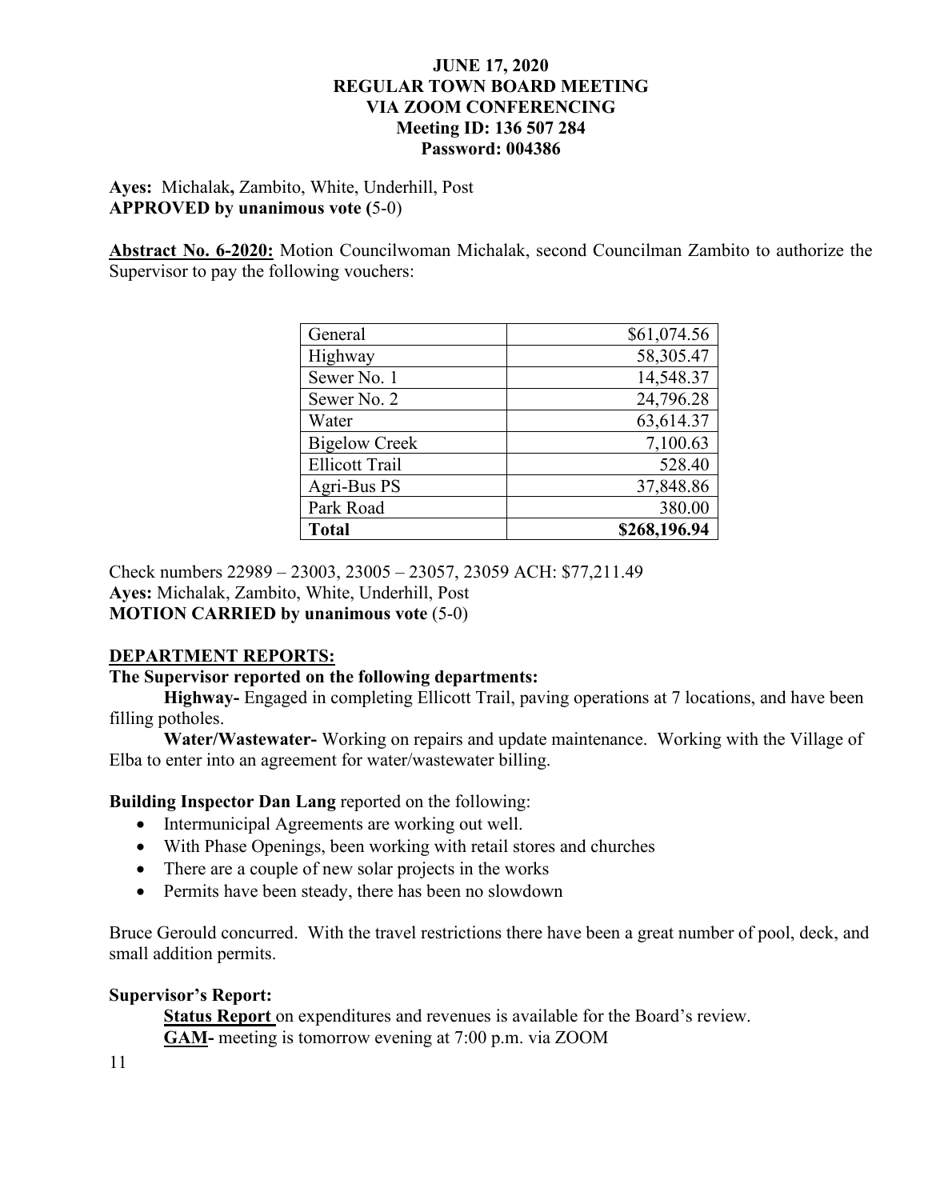**Ayes:** Michalak**,** Zambito, White, Underhill, Post
**APPROVED by unanimous vote (**5-0)

**Abstract No. 6-2020:** Motion Councilwoman Michalak, second Councilman Zambito to authorize the Supervisor to pay the following vouchers:

| | |
|---|---:|
| General | $61,074.56 |
| Highway | 58,305.47 |
| Sewer No. 1 | 14,548.37 |
| Sewer No. 2 | 24,796.28 |
| Water | 63,614.37 |
| Bigelow Creek | 7,100.63 |
| Ellicott Trail | 528.40 |
| Agri-Bus PS | 37,848.86 |
| Park Road | 380.00 |
| **Total** | **$268,196.94** |

Check numbers 22989 – 23003, 23005 – 23057, 23059 ACH: $77,211.49
**Ayes:** Michalak, Zambito, White, Underhill, Post
**MOTION CARRIED by unanimous vote** (5-0)

**DEPARTMENT REPORTS:**

**The Supervisor reported on the following departments:**

**Highway-** Engaged in completing Ellicott Trail, paving operations at 7 locations, and have been filling potholes.

**Water/Wastewater-** Working on repairs and update maintenance. Working with the Village of Elba to enter into an agreement for water/wastewater billing.

**Building Inspector Dan Lang** reported on the following:

- Intermunicipal Agreements are working out well.
- With Phase Openings, been working with retail stores and churches
- There are a couple of new solar projects in the works
- Permits have been steady, there has been no slowdown

Bruce Gerould concurred. With the travel restrictions there have been a great number of pool, deck, and small addition permits.

**Supervisor's Report:**

**Status Report** on expenditures and revenues is available for the Board's review.

**GAM-** meeting is tomorrow evening at 7:00 p.m. via ZOOM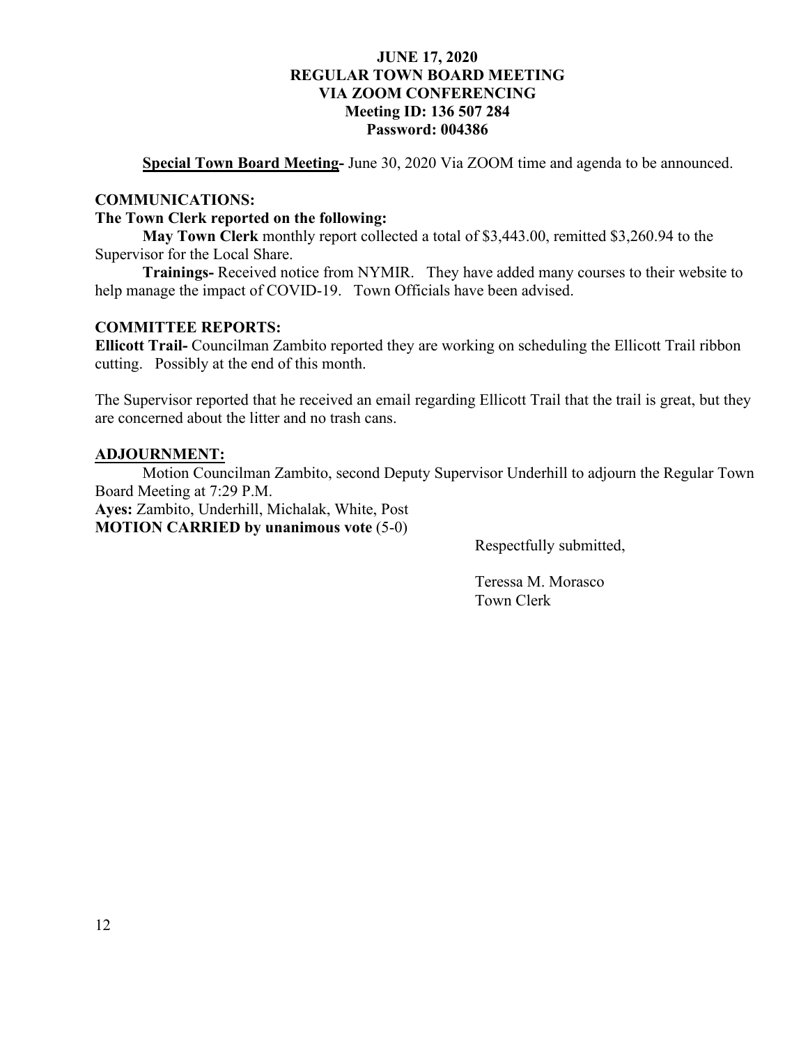**JUNE 17, 2020**
**REGULAR TOWN BOARD MEETING**
**VIA ZOOM CONFERENCING**
**Meeting ID: 136 507 284**
**Password: 004386**

**Special Town Board Meeting-** June 30, 2020 Via ZOOM time and agenda to be announced.

## COMMUNICATIONS:

**The Town Clerk reported on the following:**

**May Town Clerk** monthly report collected a total of $3,443.00, remitted $3,260.94 to the Supervisor for the Local Share.

**Trainings-** Received notice from NYMIR. They have added many courses to their website to help manage the impact of COVID-19. Town Officials have been advised.

## COMMITTEE REPORTS:

**Ellicott Trail-** Councilman Zambito reported they are working on scheduling the Ellicott Trail ribbon cutting. Possibly at the end of this month.

The Supervisor reported that he received an email regarding Ellicott Trail that the trail is great, but they are concerned about the litter and no trash cans.

## ADJOURNMENT:

Motion Councilman Zambito, second Deputy Supervisor Underhill to adjourn the Regular Town Board Meeting at 7:29 P.M.

**Ayes:** Zambito, Underhill, Michalak, White, Post
**MOTION CARRIED by unanimous vote** (5-0)

Respectfully submitted,

Teressa M. Morasco
Town Clerk